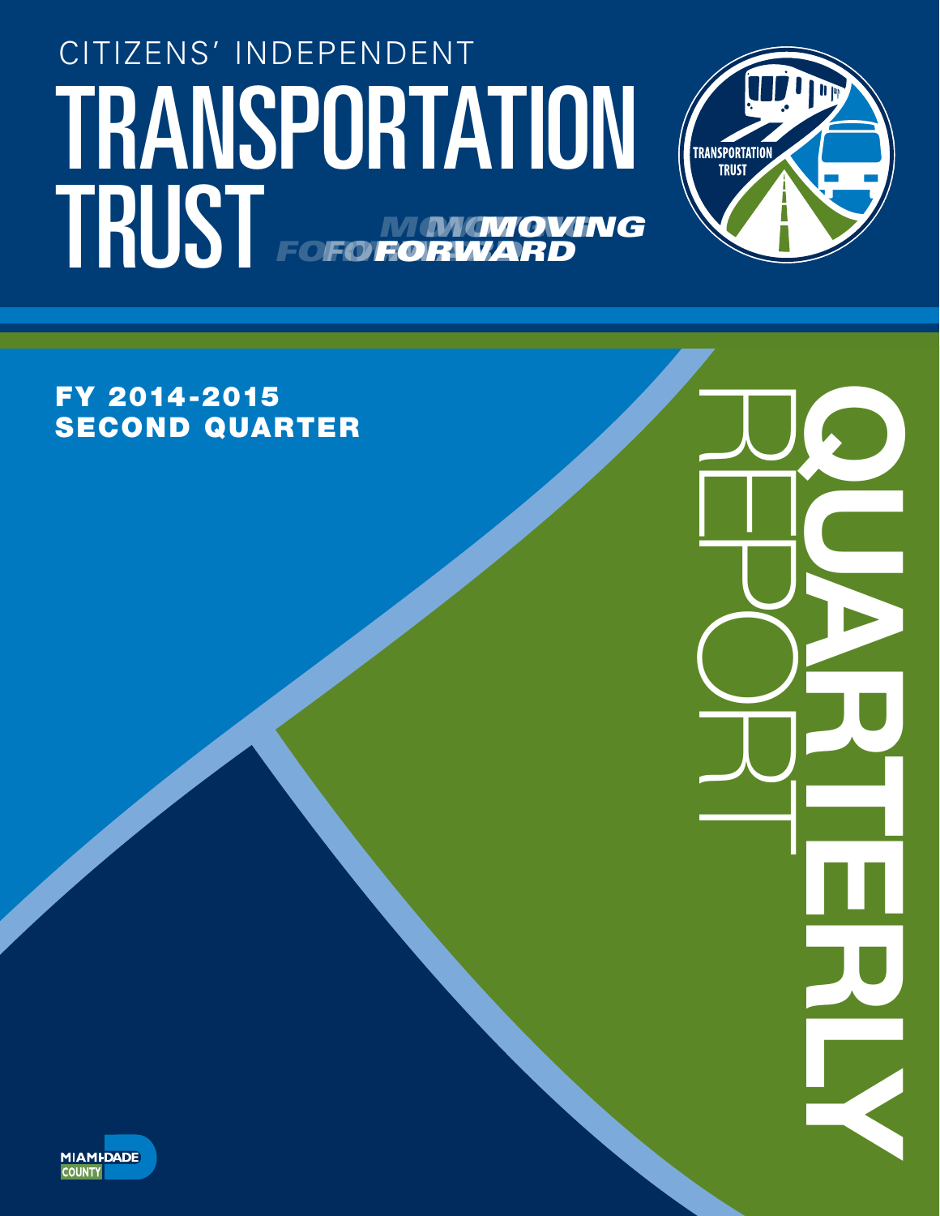# CITIZENS' INDEPENDENT TRANSPORTATION TRUST

*MOVING FORWARD*

TRANSPORTATION TRUST

## FY 2014-2015 SECOND QUARTER

# QUARTERLY REPORT

MIAMI-DADE COUNTY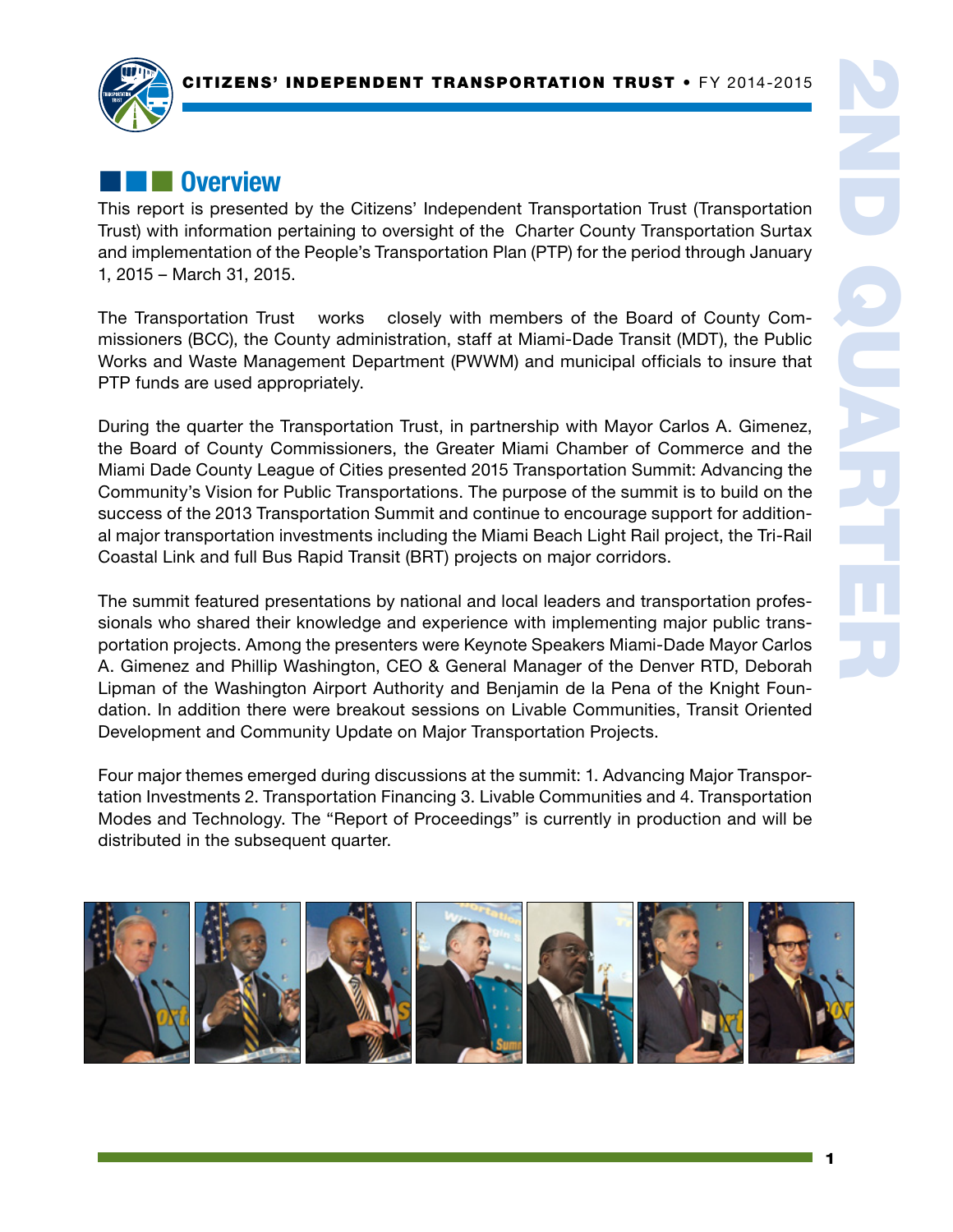## Overview

This report is presented by the Citizens' Independent Transportation Trust (Transportation Trust) with information pertaining to oversight of the Charter County Transportation Surtax and implementation of the People's Transportation Plan (PTP) for the period through January 1, 2015 – March 31, 2015.

The Transportation Trust works closely with members of the Board of County Commissioners (BCC), the County administration, staff at Miami-Dade Transit (MDT), the Public Works and Waste Management Department (PWWM) and municipal officials to insure that PTP funds are used appropriately.

During the quarter the Transportation Trust, in partnership with Mayor Carlos A. Gimenez, the Board of County Commissioners, the Greater Miami Chamber of Commerce and the Miami Dade County League of Cities presented 2015 Transportation Summit: Advancing the Community's Vision for Public Transportations. The purpose of the summit is to build on the success of the 2013 Transportation Summit and continue to encourage support for additional major transportation investments including the Miami Beach Light Rail project, the Tri-Rail Coastal Link and full Bus Rapid Transit (BRT) projects on major corridors.

The summit featured presentations by national and local leaders and transportation professionals who shared their knowledge and experience with implementing major public transportation projects. Among the presenters were Keynote Speakers Miami-Dade Mayor Carlos A. Gimenez and Phillip Washington, CEO & General Manager of the Denver RTD, Deborah Lipman of the Washington Airport Authority and Benjamin de la Pena of the Knight Foundation. In addition there were breakout sessions on Livable Communities, Transit Oriented Development and Community Update on Major Transportation Projects.

Four major themes emerged during discussions at the summit: 1. Advancing Major Transportation Investments 2. Transportation Financing 3. Livable Communities and 4. Transportation Modes and Technology. The "Report of Proceedings" is currently in production and will be distributed in the subsequent quarter.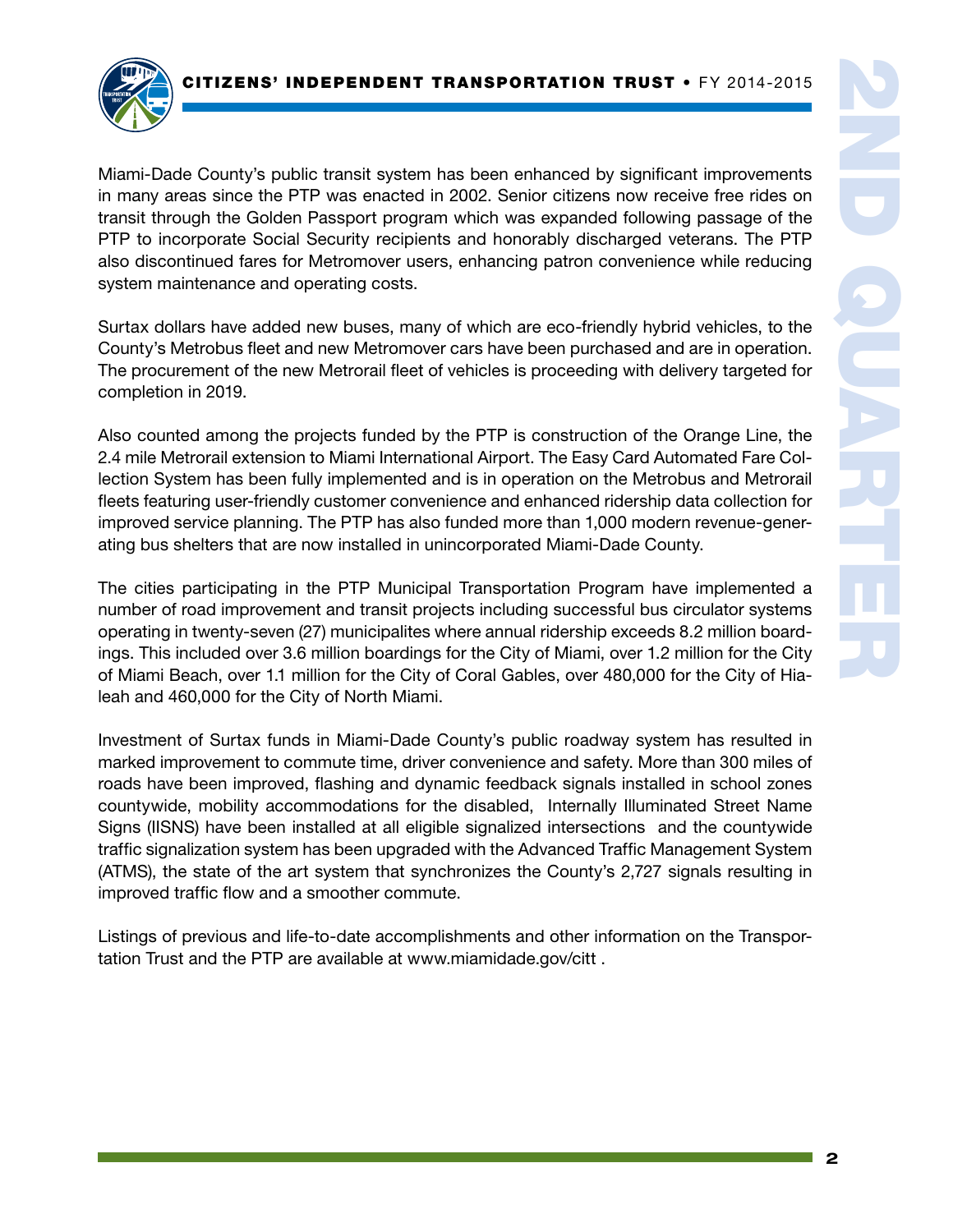Miami-Dade County's public transit system has been enhanced by significant improvements in many areas since the PTP was enacted in 2002. Senior citizens now receive free rides on transit through the Golden Passport program which was expanded following passage of the PTP to incorporate Social Security recipients and honorably discharged veterans. The PTP also discontinued fares for Metromover users, enhancing patron convenience while reducing system maintenance and operating costs.

Surtax dollars have added new buses, many of which are eco-friendly hybrid vehicles, to the County's Metrobus fleet and new Metromover cars have been purchased and are in operation. The procurement of the new Metrorail fleet of vehicles is proceeding with delivery targeted for completion in 2019.

Also counted among the projects funded by the PTP is construction of the Orange Line, the 2.4 mile Metrorail extension to Miami International Airport. The Easy Card Automated Fare Collection System has been fully implemented and is in operation on the Metrobus and Metrorail fleets featuring user-friendly customer convenience and enhanced ridership data collection for improved service planning. The PTP has also funded more than 1,000 modern revenue-generating bus shelters that are now installed in unincorporated Miami-Dade County.

The cities participating in the PTP Municipal Transportation Program have implemented a number of road improvement and transit projects including successful bus circulator systems operating in twenty-seven (27) municipalites where annual ridership exceeds 8.2 million boardings. This included over 3.6 million boardings for the City of Miami, over 1.2 million for the City of Miami Beach, over 1.1 million for the City of Coral Gables, over 480,000 for the City of Hialeah and 460,000 for the City of North Miami.

Investment of Surtax funds in Miami-Dade County's public roadway system has resulted in marked improvement to commute time, driver convenience and safety. More than 300 miles of roads have been improved, flashing and dynamic feedback signals installed in school zones countywide, mobility accommodations for the disabled, Internally Illuminated Street Name Signs (IISNS) have been installed at all eligible signalized intersections and the countywide traffic signalization system has been upgraded with the Advanced Traffic Management System (ATMS), the state of the art system that synchronizes the County's 2,727 signals resulting in improved traffic flow and a smoother commute.

Listings of previous and life-to-date accomplishments and other information on the Transportation Trust and the PTP are available at www.miamidade.gov/citt .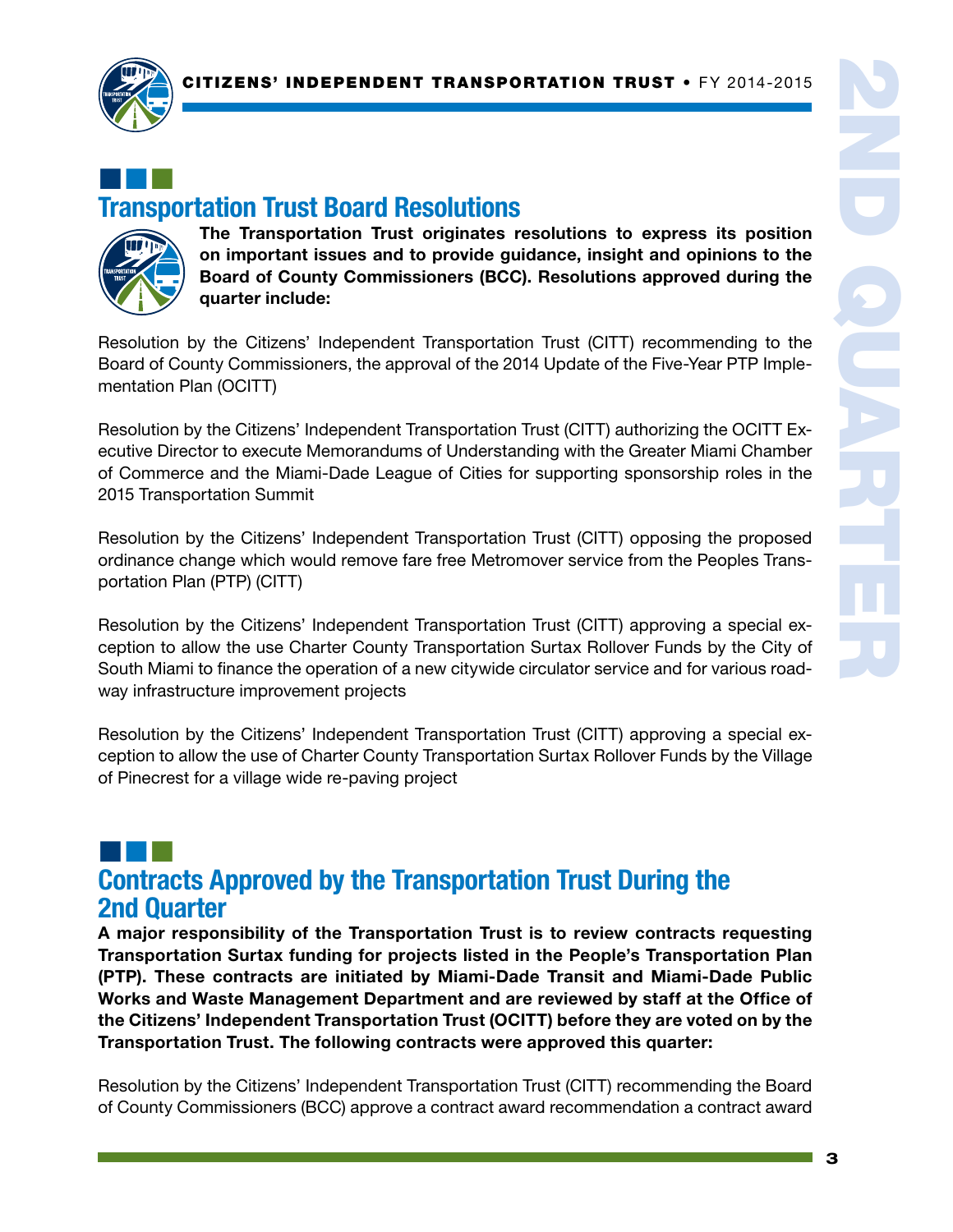## Transportation Trust Board Resolutions

**The Transportation Trust originates resolutions to express its position on important issues and to provide guidance, insight and opinions to the Board of County Commissioners (BCC). Resolutions approved during the quarter include:**

Resolution by the Citizens' Independent Transportation Trust (CITT) recommending to the Board of County Commissioners, the approval of the 2014 Update of the Five-Year PTP Implementation Plan (OCITT)

Resolution by the Citizens' Independent Transportation Trust (CITT) authorizing the OCITT Executive Director to execute Memorandums of Understanding with the Greater Miami Chamber of Commerce and the Miami-Dade League of Cities for supporting sponsorship roles in the 2015 Transportation Summit

Resolution by the Citizens' Independent Transportation Trust (CITT) opposing the proposed ordinance change which would remove fare free Metromover service from the Peoples Transportation Plan (PTP) (CITT)

Resolution by the Citizens' Independent Transportation Trust (CITT) approving a special exception to allow the use Charter County Transportation Surtax Rollover Funds by the City of South Miami to finance the operation of a new citywide circulator service and for various roadway infrastructure improvement projects

Resolution by the Citizens' Independent Transportation Trust (CITT) approving a special exception to allow the use of Charter County Transportation Surtax Rollover Funds by the Village of Pinecrest for a village wide re-paving project

## Contracts Approved by the Transportation Trust During the 2nd Quarter

**A major responsibility of the Transportation Trust is to review contracts requesting Transportation Surtax funding for projects listed in the People's Transportation Plan (PTP). These contracts are initiated by Miami-Dade Transit and Miami-Dade Public Works and Waste Management Department and are reviewed by staff at the Office of the Citizens' Independent Transportation Trust (OCITT) before they are voted on by the Transportation Trust. The following contracts were approved this quarter:**

Resolution by the Citizens' Independent Transportation Trust (CITT) recommending the Board of County Commissioners (BCC) approve a contract award recommendation a contract award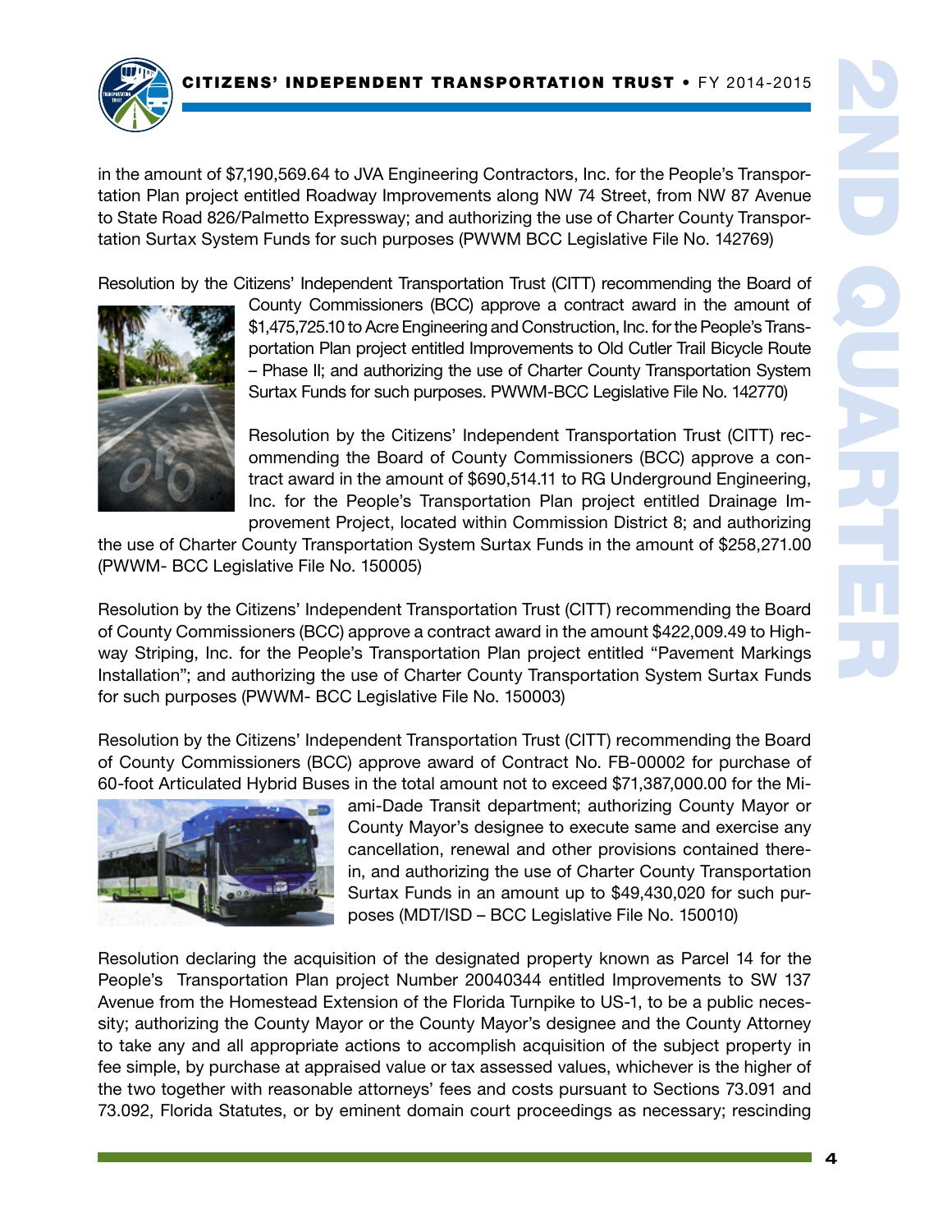in the amount of $7,190,569.64 to JVA Engineering Contractors, Inc. for the People's Transportation Plan project entitled Roadway Improvements along NW 74 Street, from NW 87 Avenue to State Road 826/Palmetto Expressway; and authorizing the use of Charter County Transportation Surtax System Funds for such purposes (PWWM BCC Legislative File No. 142769)

Resolution by the Citizens' Independent Transportation Trust (CITT) recommending the Board of County Commissioners (BCC) approve a contract award in the amount of $1,475,725.10 to Acre Engineering and Construction, Inc. for the People's Transportation Plan project entitled Improvements to Old Cutler Trail Bicycle Route – Phase II; and authorizing the use of Charter County Transportation System Surtax Funds for such purposes. PWWM-BCC Legislative File No. 142770)

Resolution by the Citizens' Independent Transportation Trust (CITT) recommending the Board of County Commissioners (BCC) approve a contract award in the amount of $690,514.11 to RG Underground Engineering, Inc. for the People's Transportation Plan project entitled Drainage Improvement Project, located within Commission District 8; and authorizing the use of Charter County Transportation System Surtax Funds in the amount of $258,271.00 (PWWM- BCC Legislative File No. 150005)

Resolution by the Citizens' Independent Transportation Trust (CITT) recommending the Board of County Commissioners (BCC) approve a contract award in the amount $422,009.49 to Highway Striping, Inc. for the People's Transportation Plan project entitled "Pavement Markings Installation"; and authorizing the use of Charter County Transportation System Surtax Funds for such purposes (PWWM- BCC Legislative File No. 150003)

Resolution by the Citizens' Independent Transportation Trust (CITT) recommending the Board of County Commissioners (BCC) approve award of Contract No. FB-00002 for purchase of 60-foot Articulated Hybrid Buses in the total amount not to exceed $71,387,000.00 for the Miami-Dade Transit department; authorizing County Mayor or County Mayor's designee to execute same and exercise any cancellation, renewal and other provisions contained therein, and authorizing the use of Charter County Transportation Surtax Funds in an amount up to $49,430,020 for such purposes (MDT/ISD – BCC Legislative File No. 150010)

Resolution declaring the acquisition of the designated property known as Parcel 14 for the People's Transportation Plan project Number 20040344 entitled Improvements to SW 137 Avenue from the Homestead Extension of the Florida Turnpike to US-1, to be a public necessity; authorizing the County Mayor or the County Mayor's designee and the County Attorney to take any and all appropriate actions to accomplish acquisition of the subject property in fee simple, by purchase at appraised value or tax assessed values, whichever is the higher of the two together with reasonable attorneys' fees and costs pursuant to Sections 73.091 and 73.092, Florida Statutes, or by eminent domain court proceedings as necessary; rescinding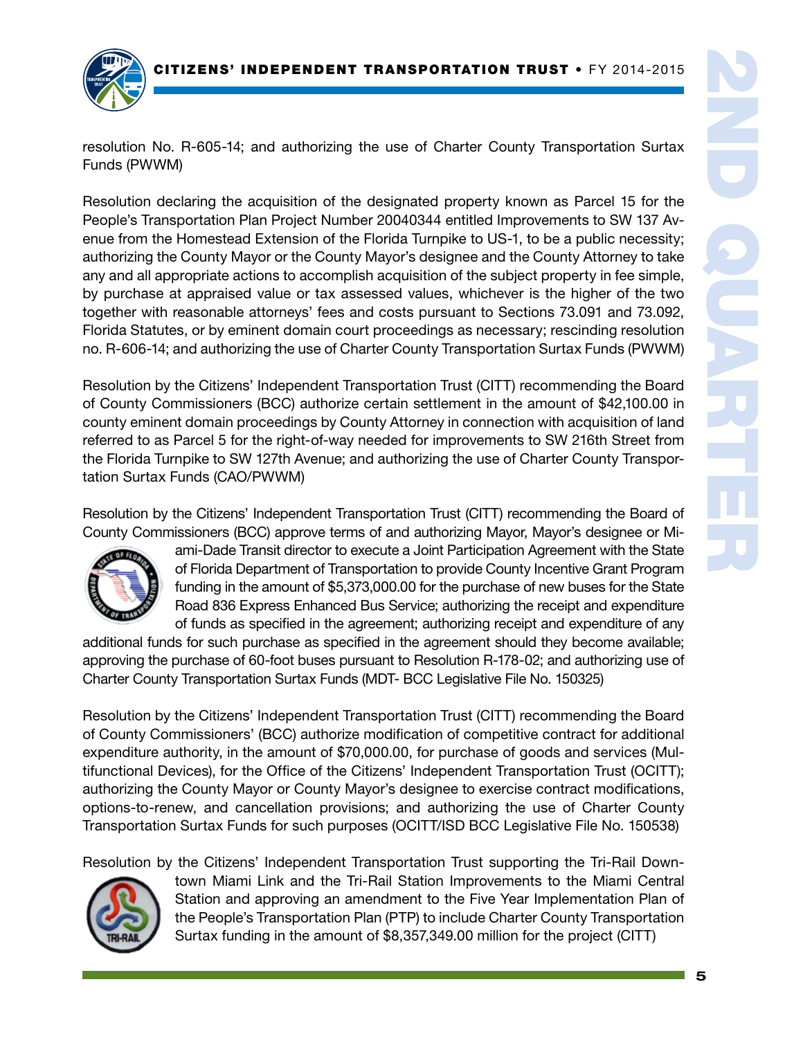resolution No. R-605-14; and authorizing the use of Charter County Transportation Surtax Funds (PWWM)

Resolution declaring the acquisition of the designated property known as Parcel 15 for the People's Transportation Plan Project Number 20040344 entitled Improvements to SW 137 Avenue from the Homestead Extension of the Florida Turnpike to US-1, to be a public necessity; authorizing the County Mayor or the County Mayor's designee and the County Attorney to take any and all appropriate actions to accomplish acquisition of the subject property in fee simple, by purchase at appraised value or tax assessed values, whichever is the higher of the two together with reasonable attorneys' fees and costs pursuant to Sections 73.091 and 73.092, Florida Statutes, or by eminent domain court proceedings as necessary; rescinding resolution no. R-606-14; and authorizing the use of Charter County Transportation Surtax Funds (PWWM)

Resolution by the Citizens' Independent Transportation Trust (CITT) recommending the Board of County Commissioners (BCC) authorize certain settlement in the amount of $42,100.00 in county eminent domain proceedings by County Attorney in connection with acquisition of land referred to as Parcel 5 for the right-of-way needed for improvements to SW 216th Street from the Florida Turnpike to SW 127th Avenue; and authorizing the use of Charter County Transportation Surtax Funds (CAO/PWWM)

Resolution by the Citizens' Independent Transportation Trust (CITT) recommending the Board of County Commissioners (BCC) approve terms of and authorizing Mayor, Mayor's designee or Miami-Dade Transit director to execute a Joint Participation Agreement with the State of Florida Department of Transportation to provide County Incentive Grant Program funding in the amount of $5,373,000.00 for the purchase of new buses for the State Road 836 Express Enhanced Bus Service; authorizing the receipt and expenditure of funds as specified in the agreement; authorizing receipt and expenditure of any additional funds for such purchase as specified in the agreement should they become available; approving the purchase of 60-foot buses pursuant to Resolution R-178-02; and authorizing use of Charter County Transportation Surtax Funds (MDT- BCC Legislative File No. 150325)

Resolution by the Citizens' Independent Transportation Trust (CITT) recommending the Board of County Commissioners' (BCC) authorize modification of competitive contract for additional expenditure authority, in the amount of $70,000.00, for purchase of goods and services (Multifunctional Devices), for the Office of the Citizens' Independent Transportation Trust (OCITT); authorizing the County Mayor or County Mayor's designee to exercise contract modifications, options-to-renew, and cancellation provisions; and authorizing the use of Charter County Transportation Surtax Funds for such purposes (OCITT/ISD BCC Legislative File No. 150538)

Resolution by the Citizens' Independent Transportation Trust supporting the Tri-Rail Downtown Miami Link and the Tri-Rail Station Improvements to the Miami Central Station and approving an amendment to the Five Year Implementation Plan of the People's Transportation Plan (PTP) to include Charter County Transportation Surtax funding in the amount of $8,357,349.00 million for the project (CITT)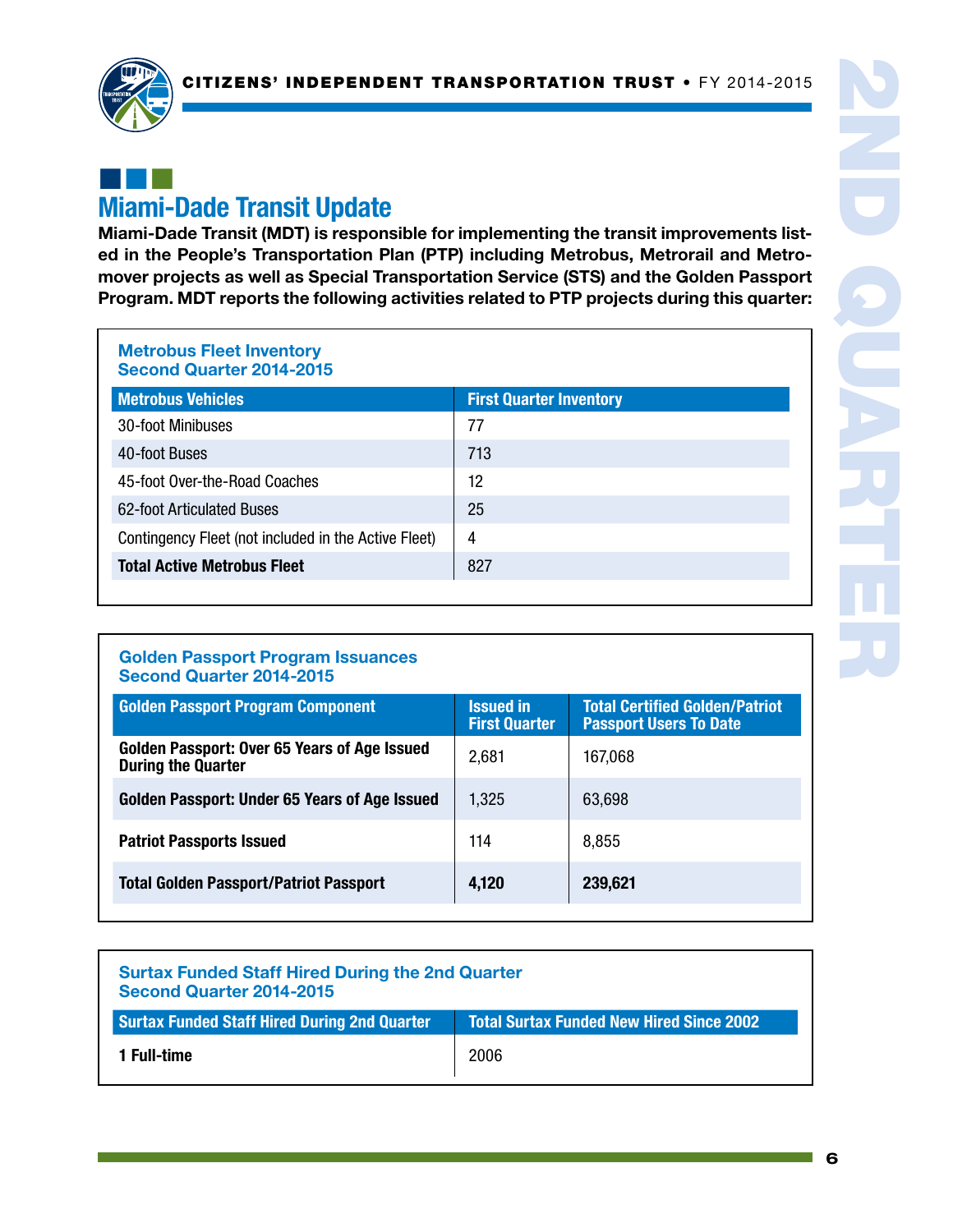## Miami-Dade Transit Update

**Miami-Dade Transit (MDT) is responsible for implementing the transit improvements listed in the People's Transportation Plan (PTP) including Metrobus, Metrorail and Metromover projects as well as Special Transportation Service (STS) and the Golden Passport Program. MDT reports the following activities related to PTP projects during this quarter:**

### Metrobus Fleet Inventory
### Second Quarter 2014-2015

| Metrobus Vehicles | First Quarter Inventory |
|---|---|
| 30-foot Minibuses | 77 |
| 40-foot Buses | 713 |
| 45-foot Over-the-Road Coaches | 12 |
| 62-foot Articulated Buses | 25 |
| Contingency Fleet (not included in the Active Fleet) | 4 |
| **Total Active Metrobus Fleet** | 827 |

### Golden Passport Program Issuances
### Second Quarter 2014-2015

| Golden Passport Program Component | Issued in First Quarter | Total Certified Golden/Patriot Passport Users To Date |
|---|---|---|
| **Golden Passport: Over 65 Years of Age Issued During the Quarter** | 2,681 | 167,068 |
| **Golden Passport: Under 65 Years of Age Issued** | 1,325 | 63,698 |
| **Patriot Passports Issued** | 114 | 8,855 |
| **Total Golden Passport/Patriot Passport** | **4,120** | **239,621** |

### Surtax Funded Staff Hired During the 2nd Quarter
### Second Quarter 2014-2015

| Surtax Funded Staff Hired During 2nd Quarter | Total Surtax Funded New Hired Since 2002 |
|---|---|
| **1 Full-time** | 2006 |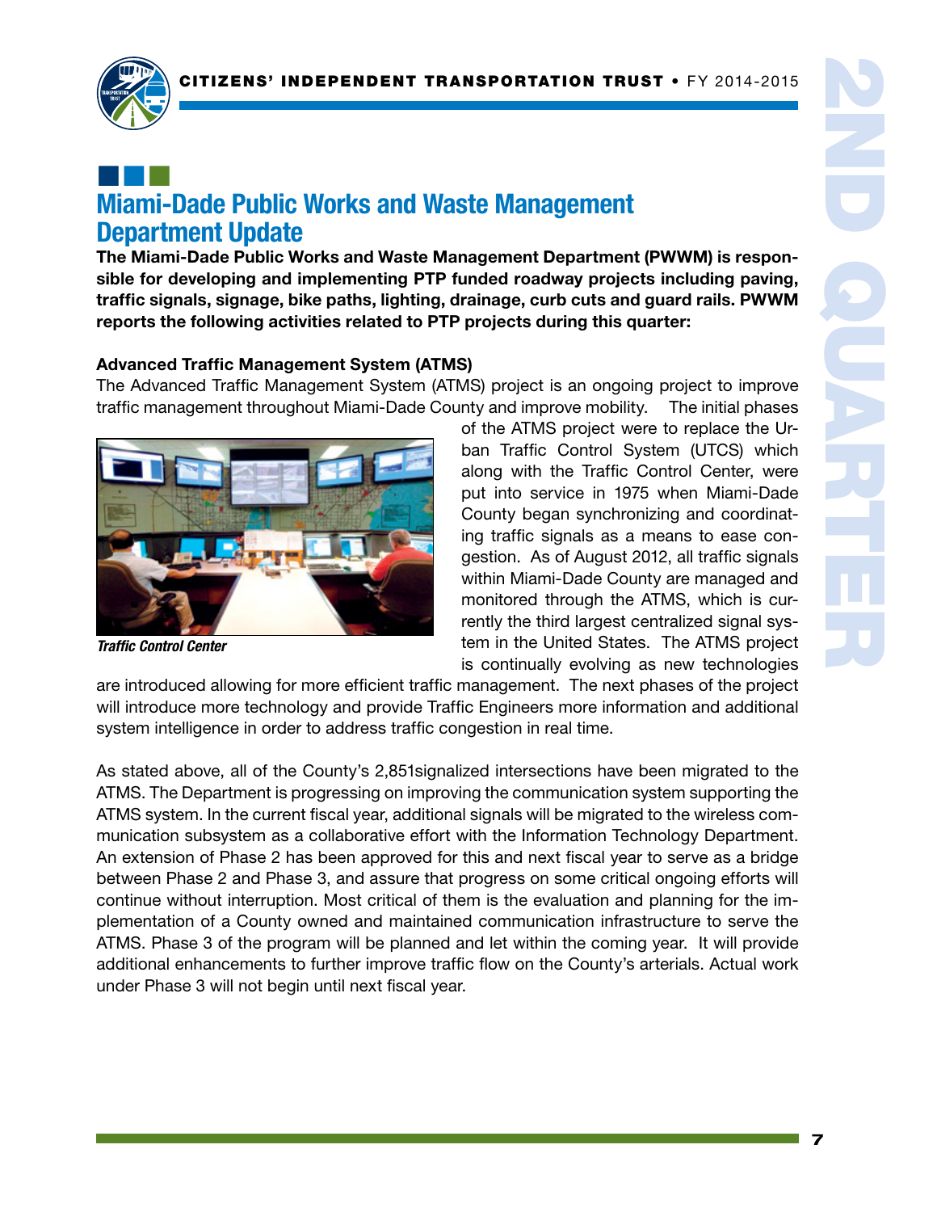## Miami-Dade Public Works and Waste Management Department Update

**The Miami-Dade Public Works and Waste Management Department (PWWM) is responsible for developing and implementing PTP funded roadway projects including paving, traffic signals, signage, bike paths, lighting, drainage, curb cuts and guard rails. PWWM reports the following activities related to PTP projects during this quarter:**

### Advanced Traffic Management System (ATMS)

The Advanced Traffic Management System (ATMS) project is an ongoing project to improve traffic management throughout Miami-Dade County and improve mobility. The initial phases of the ATMS project were to replace the Urban Traffic Control System (UTCS) which along with the Traffic Control Center, were put into service in 1975 when Miami-Dade County began synchronizing and coordinating traffic signals as a means to ease congestion. As of August 2012, all traffic signals within Miami-Dade County are managed and monitored through the ATMS, which is currently the third largest centralized signal system in the United States. The ATMS project is continually evolving as new technologies are introduced allowing for more efficient traffic management. The next phases of the project will introduce more technology and provide Traffic Engineers more information and additional system intelligence in order to address traffic congestion in real time.

*Traffic Control Center*

As stated above, all of the County's 2,851signalized intersections have been migrated to the ATMS. The Department is progressing on improving the communication system supporting the ATMS system. In the current fiscal year, additional signals will be migrated to the wireless communication subsystem as a collaborative effort with the Information Technology Department. An extension of Phase 2 has been approved for this and next fiscal year to serve as a bridge between Phase 2 and Phase 3, and assure that progress on some critical ongoing efforts will continue without interruption. Most critical of them is the evaluation and planning for the implementation of a County owned and maintained communication infrastructure to serve the ATMS. Phase 3 of the program will be planned and let within the coming year. It will provide additional enhancements to further improve traffic flow on the County's arterials. Actual work under Phase 3 will not begin until next fiscal year.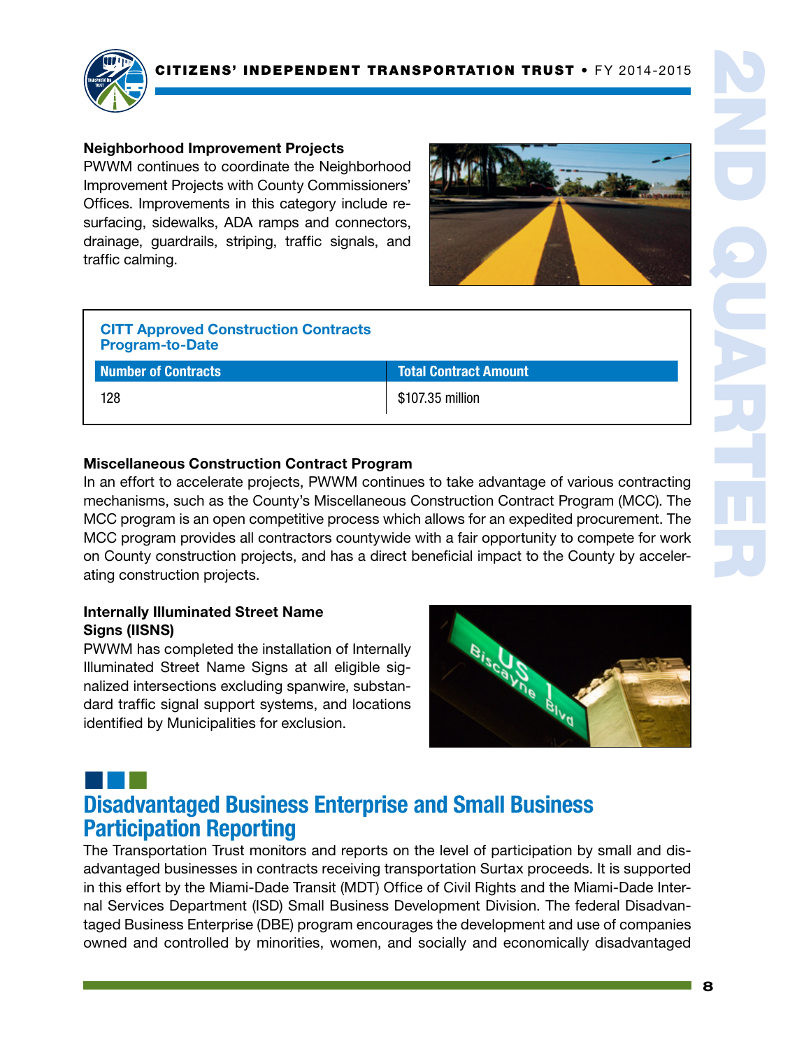### Neighborhood Improvement Projects

PWWM continues to coordinate the Neighborhood Improvement Projects with County Commissioners' Offices. Improvements in this category include resurfacing, sidewalks, ADA ramps and connectors, drainage, guardrails, striping, traffic signals, and traffic calming.

**CITT Approved Construction Contracts Program-to-Date**

| Number of Contracts | Total Contract Amount |
|---|---|
| 128 | $107.35 million |

### Miscellaneous Construction Contract Program

In an effort to accelerate projects, PWWM continues to take advantage of various contracting mechanisms, such as the County's Miscellaneous Construction Contract Program (MCC). The MCC program is an open competitive process which allows for an expedited procurement. The MCC program provides all contractors countywide with a fair opportunity to compete for work on County construction projects, and has a direct beneficial impact to the County by accelerating construction projects.

### Internally Illuminated Street Name Signs (IISNS)

PWWM has completed the installation of Internally Illuminated Street Name Signs at all eligible signalized intersections excluding spanwire, substandard traffic signal support systems, and locations identified by Municipalities for exclusion.

## Disadvantaged Business Enterprise and Small Business Participation Reporting

The Transportation Trust monitors and reports on the level of participation by small and disadvantaged businesses in contracts receiving transportation Surtax proceeds. It is supported in this effort by the Miami-Dade Transit (MDT) Office of Civil Rights and the Miami-Dade Internal Services Department (ISD) Small Business Development Division. The federal Disadvantaged Business Enterprise (DBE) program encourages the development and use of companies owned and controlled by minorities, women, and socially and economically disadvantaged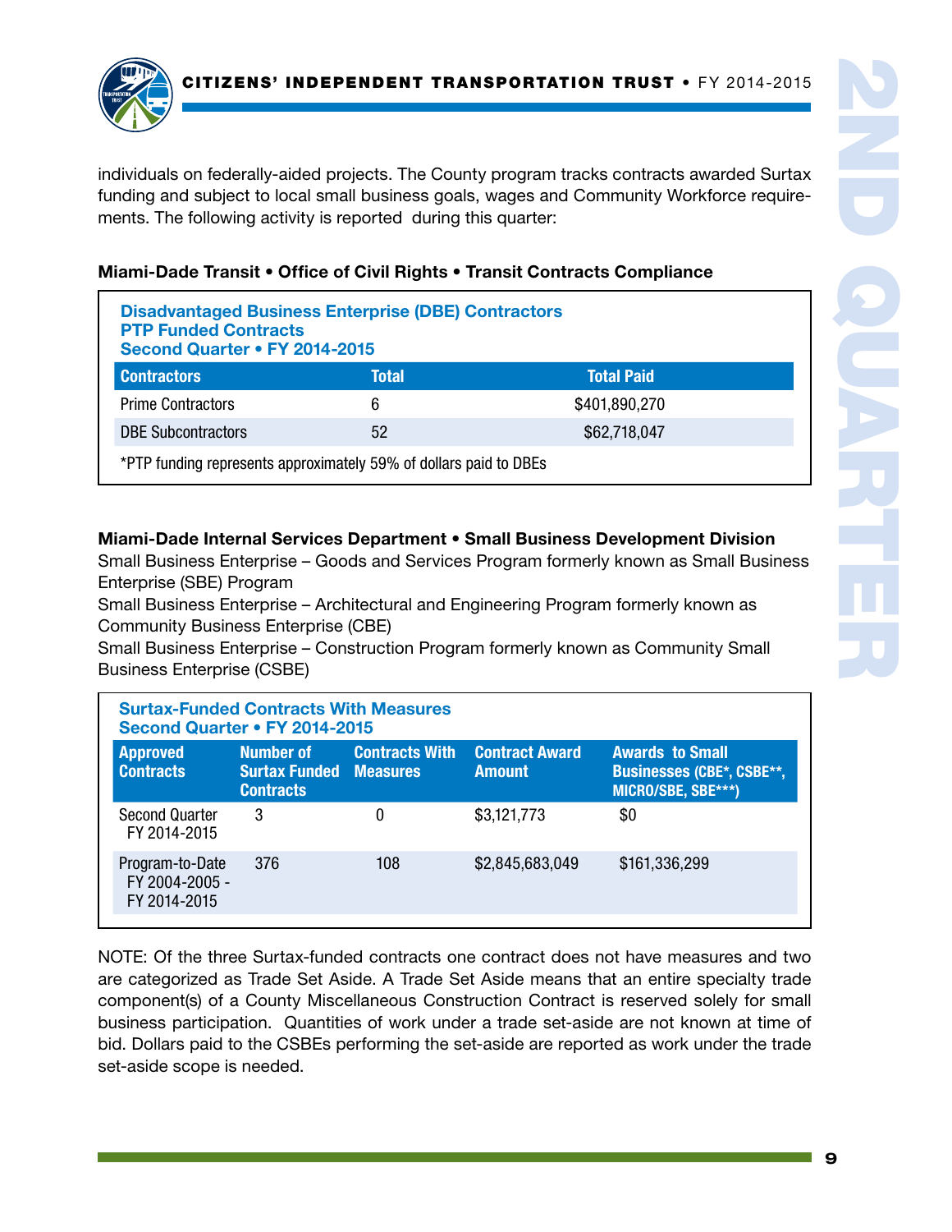individuals on federally-aided projects. The County program tracks contracts awarded Surtax funding and subject to local small business goals, wages and Community Workforce requirements. The following activity is reported during this quarter:

**Miami-Dade Transit • Office of Civil Rights • Transit Contracts Compliance**

**Disadvantaged Business Enterprise (DBE) Contractors**
**PTP Funded Contracts**
**Second Quarter • FY 2014-2015**

| Contractors | Total | Total Paid |
|---|---|---|
| Prime Contractors | 6 | $401,890,270 |
| DBE Subcontractors | 52 | $62,718,047 |

*PTP funding represents approximately 59% of dollars paid to DBEs

**Miami-Dade Internal Services Department • Small Business Development Division**

Small Business Enterprise – Goods and Services Program formerly known as Small Business Enterprise (SBE) Program

Small Business Enterprise – Architectural and Engineering Program formerly known as Community Business Enterprise (CBE)

Small Business Enterprise – Construction Program formerly known as Community Small Business Enterprise (CSBE)

**Surtax-Funded Contracts With Measures**
**Second Quarter • FY 2014-2015**

| Approved Contracts | Number of Surtax Funded Contracts | Contracts With Measures | Contract Award Amount | Awards to Small Businesses (CBE*, CSBE**, MICRO/SBE, SBE***) |
|---|---|---|---|---|
| Second Quarter FY 2014-2015 | 3 | 0 | $3,121,773 | $0 |
| Program-to-Date FY 2004-2005 - FY 2014-2015 | 376 | 108 | $2,845,683,049 | $161,336,299 |

NOTE: Of the three Surtax-funded contracts one contract does not have measures and two are categorized as Trade Set Aside. A Trade Set Aside means that an entire specialty trade component(s) of a County Miscellaneous Construction Contract is reserved solely for small business participation. Quantities of work under a trade set-aside are not known at time of bid. Dollars paid to the CSBEs performing the set-aside are reported as work under the trade set-aside scope is needed.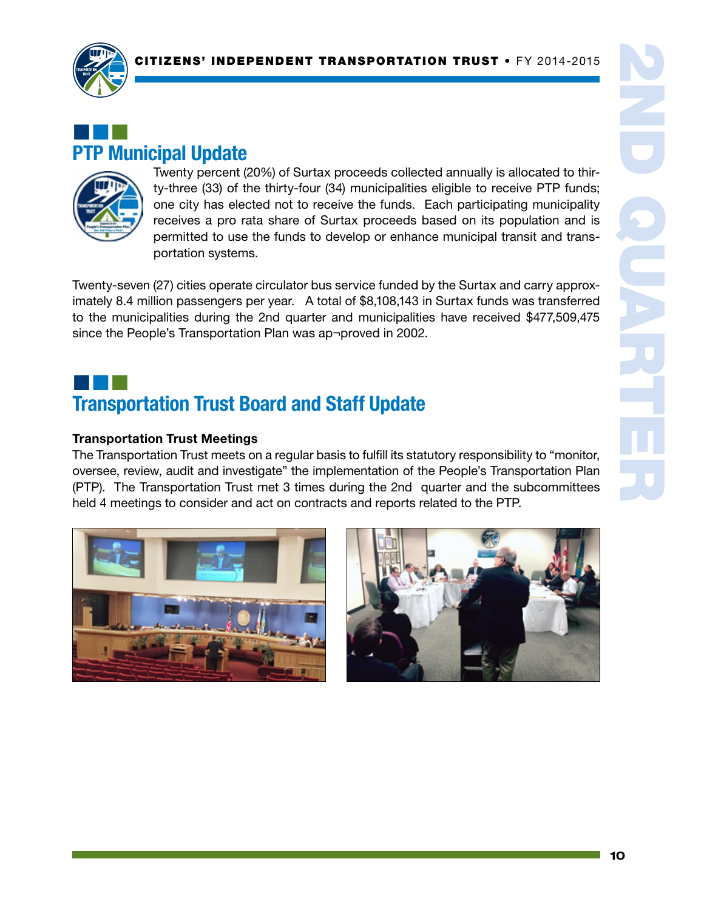## PTP Municipal Update

Twenty percent (20%) of Surtax proceeds collected annually is allocated to thirty-three (33) of the thirty-four (34) municipalities eligible to receive PTP funds; one city has elected not to receive the funds. Each participating municipality receives a pro rata share of Surtax proceeds based on its population and is permitted to use the funds to develop or enhance municipal transit and transportation systems.

Twenty-seven (27) cities operate circulator bus service funded by the Surtax and carry approximately 8.4 million passengers per year. A total of $8,108,143 in Surtax funds was transferred to the municipalities during the 2nd quarter and municipalities have received $477,509,475 since the People's Transportation Plan was ap¬proved in 2002.

## Transportation Trust Board and Staff Update

**Transportation Trust Meetings**

The Transportation Trust meets on a regular basis to fulfill its statutory responsibility to "monitor, oversee, review, audit and investigate" the implementation of the People's Transportation Plan (PTP). The Transportation Trust met 3 times during the 2nd quarter and the subcommittees held 4 meetings to consider and act on contracts and reports related to the PTP.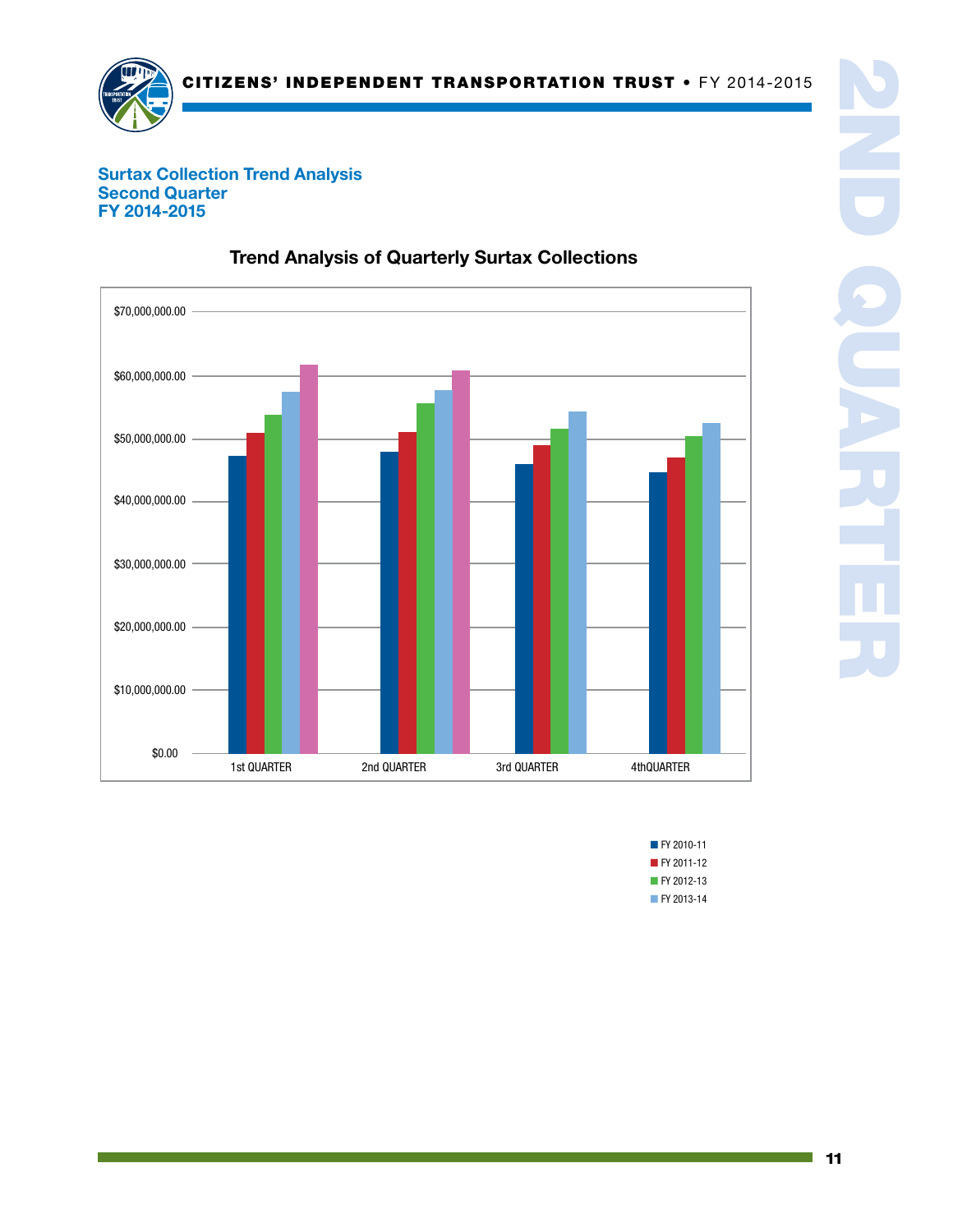## Surtax Collection Trend Analysis
## Second Quarter
## FY 2014-2015

### Trend Analysis of Quarterly Surtax Collections

$70,000,000.00
$60,000,000.00
$50,000,000.00
$40,000,000.00
$30,000,000.00
$20,000,000.00
$10,000,000.00
$0.00

1st QUARTER | 2nd QUARTER | 3rd QUARTER | 4thQUARTER

- FY 2010-11
- FY 2011-12
- FY 2012-13
- FY 2013-14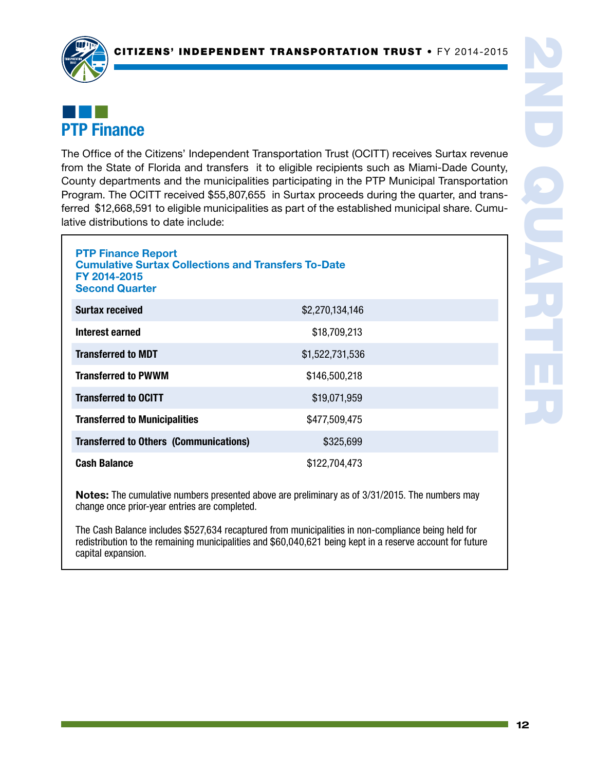## PTP Finance

The Office of the Citizens' Independent Transportation Trust (OCITT) receives Surtax revenue from the State of Florida and transfers it to eligible recipients such as Miami-Dade County, County departments and the municipalities participating in the PTP Municipal Transportation Program. The OCITT received $55,807,655 in Surtax proceeds during the quarter, and transferred $12,668,591 to eligible municipalities as part of the established municipal share. Cumulative distributions to date include:

**PTP Finance Report**
**Cumulative Surtax Collections and Transfers To-Date**
**FY 2014-2015**
**Second Quarter**

| | |
|---|---|
| **Surtax received** | $2,270,134,146 |
| **Interest earned** | $18,709,213 |
| **Transferred to MDT** | $1,522,731,536 |
| **Transferred to PWWM** | $146,500,218 |
| **Transferred to OCITT** | $19,071,959 |
| **Transferred to Municipalities** | $477,509,475 |
| **Transferred to Others (Communications)** | $325,699 |
| **Cash Balance** | $122,704,473 |

**Notes:** The cumulative numbers presented above are preliminary as of 3/31/2015. The numbers may change once prior-year entries are completed.

The Cash Balance includes $527,634 recaptured from municipalities in non-compliance being held for redistribution to the remaining municipalities and $60,040,621 being kept in a reserve account for future capital expansion.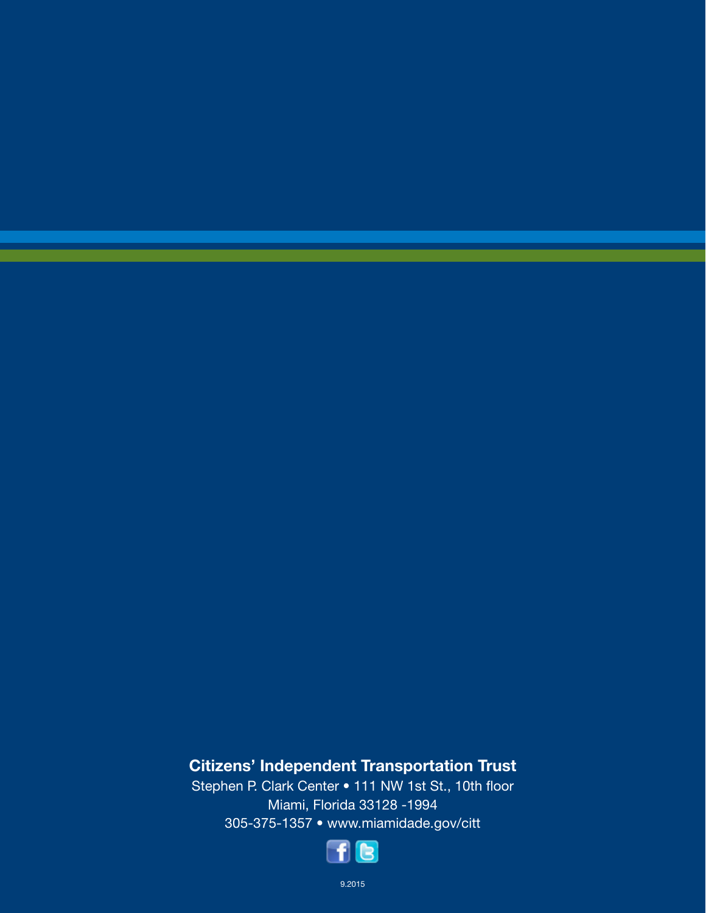**Citizens' Independent Transportation Trust**

Stephen P. Clark Center • 111 NW 1st St., 10th floor

Miami, Florida 33128 -1994

305-375-1357 • www.miamidade.gov/citt

9.2015